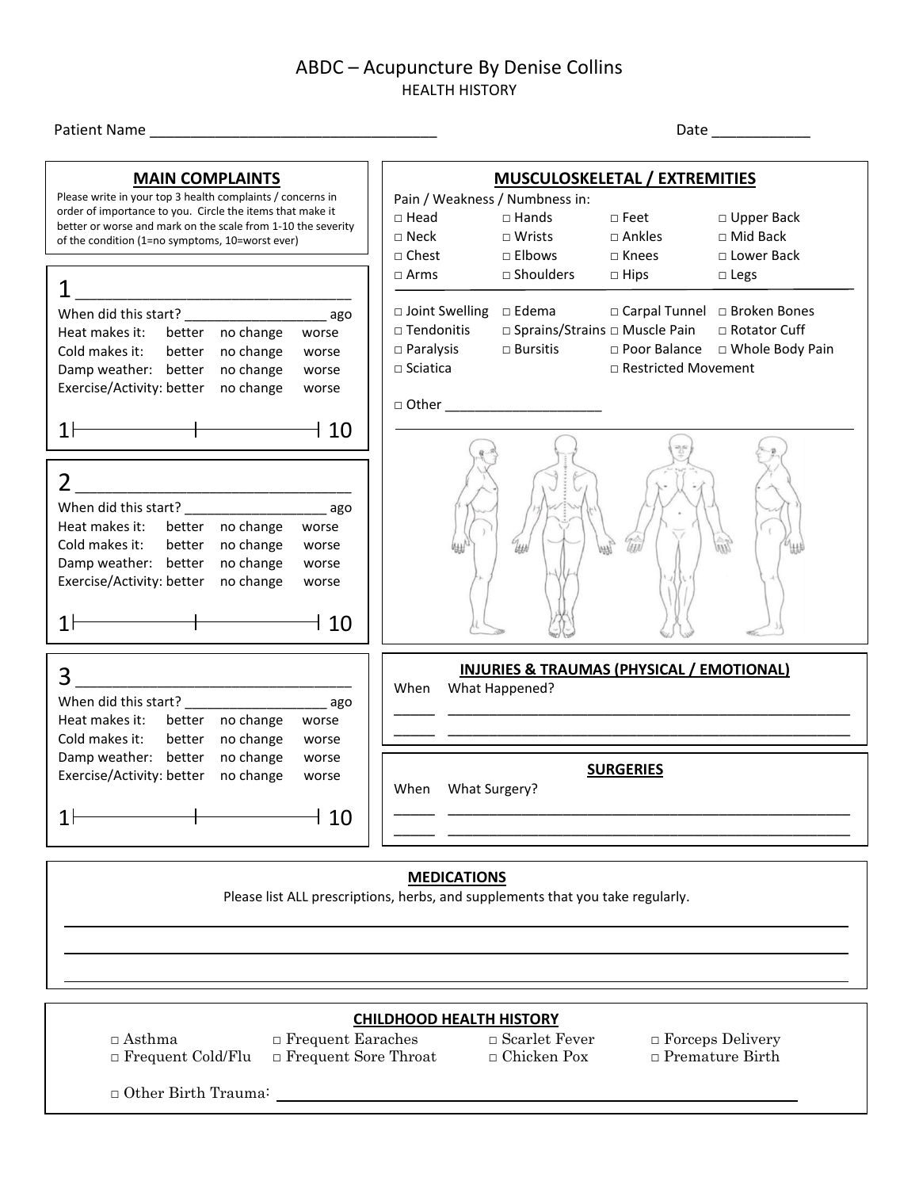# ABDC – Acupuncture By Denise Collins

## HEALTH HISTORY

Patient Name ___________________________________ Date ____________

### MAIN COMPLAINTS

Please write in your top 3 health complaints / concerns in order of importance to you. Circle the items that make it better or worse and mark on the scale from 1-10 the severity of the condition (1=no symptoms, 10=worst ever)

**1** _________________________________

When did this start? __________________ ago

Heat makes it: better no change worse

Cold makes it: better no change worse

Damp weather: better no change worse

Exercise/Activity: better no change worse

1 |———————|———————| 10

**2** _________________________________

When did this start? __________________ ago

Heat makes it: better no change worse

Cold makes it: better no change worse

Damp weather: better no change worse

Exercise/Activity: better no change worse

1 |———————|———————| 10

**3** _________________________________

When did this start? __________________ ago

Heat makes it: better no change worse

Cold makes it: better no change worse

Damp weather: better no change worse

Exercise/Activity: better no change worse

1 |———————|———————| 10

### MUSCULOSKELETAL / EXTREMITIES

Pain / Weakness / Numbness in:

| | | | |
|---|---|---|---|
| □ Head | □ Hands | □ Feet | □ Upper Back |
| □ Neck | □ Wrists | □ Ankles | □ Mid Back |
| □ Chest | □ Elbows | □ Knees | □ Lower Back |
| □ Arms | □ Shoulders | □ Hips | □ Legs |

| | | | |
|---|---|---|---|
| □ Joint Swelling | □ Edema | □ Carpal Tunnel | □ Broken Bones |
| □ Tendonitis | □ Sprains/Strains | □ Muscle Pain | □ Rotator Cuff |
| □ Paralysis | □ Bursitis | □ Poor Balance | □ Whole Body Pain |
| □ Sciatica | | □ Restricted Movement | |

□ Other ____________________

### INJURIES & TRAUMAS (PHYSICAL / EMOTIONAL)

When What Happened?

_____ ______________________________________________

_____ ______________________________________________

### SURGERIES

When What Surgery?

_____ ______________________________________________

_____ ______________________________________________

### MEDICATIONS

Please list ALL prescriptions, herbs, and supplements that you take regularly.

______________________________________________

______________________________________________

______________________________________________

### CHILDHOOD HEALTH HISTORY

| | | | |
|---|---|---|---|
| □ Asthma | □ Frequent Earaches | □ Scarlet Fever | □ Forceps Delivery |
| □ Frequent Cold/Flu | □ Frequent Sore Throat | □ Chicken Pox | □ Premature Birth |

□ Other Birth Trauma: ______________________________________________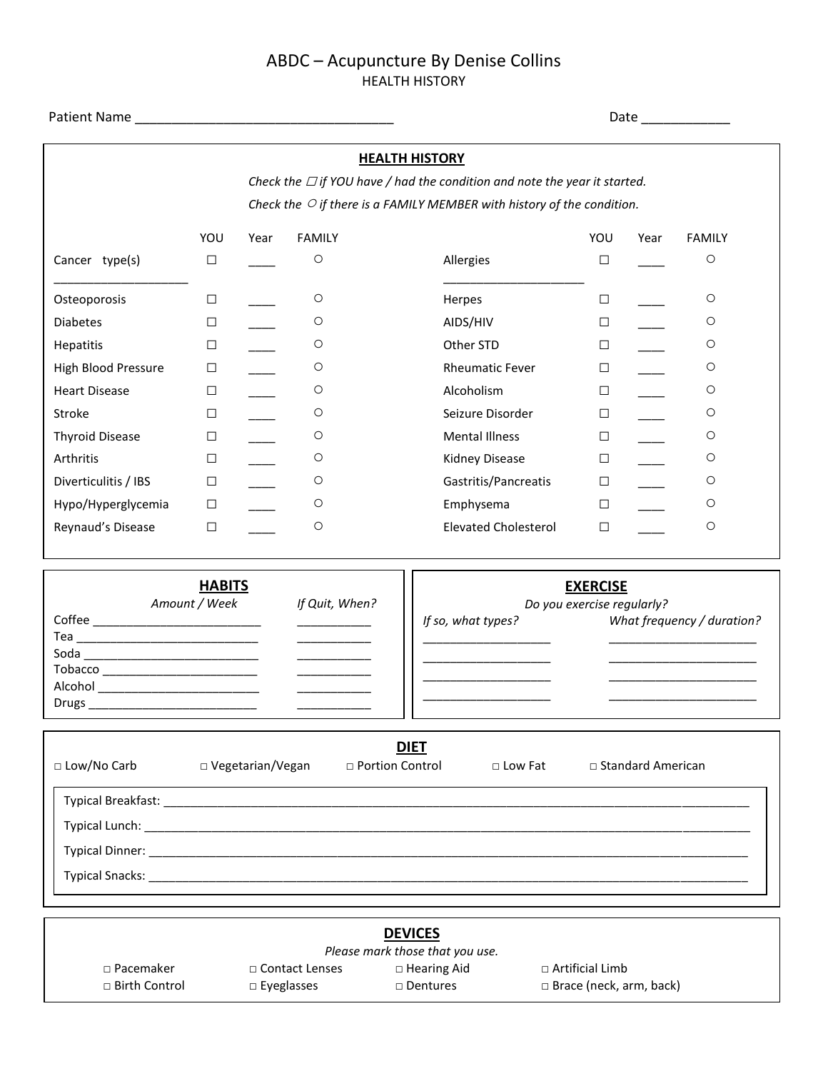# ABDC – Acupuncture By Denise Collins

HEALTH HISTORY

Patient Name ___________________________________ Date ____________

## HEALTH HISTORY

*Check the ☐ if YOU have / had the condition and note the year it started.*

*Check the ○ if there is a FAMILY MEMBER with history of the condition.*

| | YOU | Year | FAMILY | | YOU | Year | FAMILY |
|---|---|---|---|---|---|---|---|
| Cancer type(s) ____________________ | ☐ | ____ | ○ | Allergies ____________________ | ☐ | ____ | ○ |
| Osteoporosis | ☐ | ____ | ○ | Herpes | ☐ | ____ | ○ |
| Diabetes | ☐ | ____ | ○ | AIDS/HIV | ☐ | ____ | ○ |
| Hepatitis | ☐ | ____ | ○ | Other STD | ☐ | ____ | ○ |
| High Blood Pressure | ☐ | ____ | ○ | Rheumatic Fever | ☐ | ____ | ○ |
| Heart Disease | ☐ | ____ | ○ | Alcoholism | ☐ | ____ | ○ |
| Stroke | ☐ | ____ | ○ | Seizure Disorder | ☐ | ____ | ○ |
| Thyroid Disease | ☐ | ____ | ○ | Mental Illness | ☐ | ____ | ○ |
| Arthritis | ☐ | ____ | ○ | Kidney Disease | ☐ | ____ | ○ |
| Diverticulitis / IBS | ☐ | ____ | ○ | Gastritis/Pancreatis | ☐ | ____ | ○ |
| Hypo/Hyperglycemia | ☐ | ____ | ○ | Emphysema | ☐ | ____ | ○ |
| Reynaud's Disease | ☐ | ____ | ○ | Elevated Cholesterol | ☐ | ____ | ○ |

## HABITS

| | *Amount / Week* | *If Quit, When?* |
|---|---|---|
| Coffee | _________________________ | ___________ |
| Tea | _________________________ | ___________ |
| Soda | _________________________ | ___________ |
| Tobacco | _________________________ | ___________ |
| Alcohol | _________________________ | ___________ |
| Drugs | _________________________ | ___________ |

## EXERCISE

*Do you exercise regularly?*

| *If so, what types?* | *What frequency / duration?* |
|---|---|
| ___________________ | ______________________ |
| ___________________ | ______________________ |
| ___________________ | ______________________ |
| ___________________ | ______________________ |

## DIET

□ Low/No Carb □ Vegetarian/Vegan □ Portion Control □ Low Fat □ Standard American

Typical Breakfast: ____________________________________________________________

Typical Lunch: ____________________________________________________________

Typical Dinner: ____________________________________________________________

Typical Snacks: ____________________________________________________________

## DEVICES

*Please mark those that you use.*

□ Pacemaker □ Contact Lenses □ Hearing Aid □ Artificial Limb

□ Birth Control □ Eyeglasses □ Dentures □ Brace (neck, arm, back)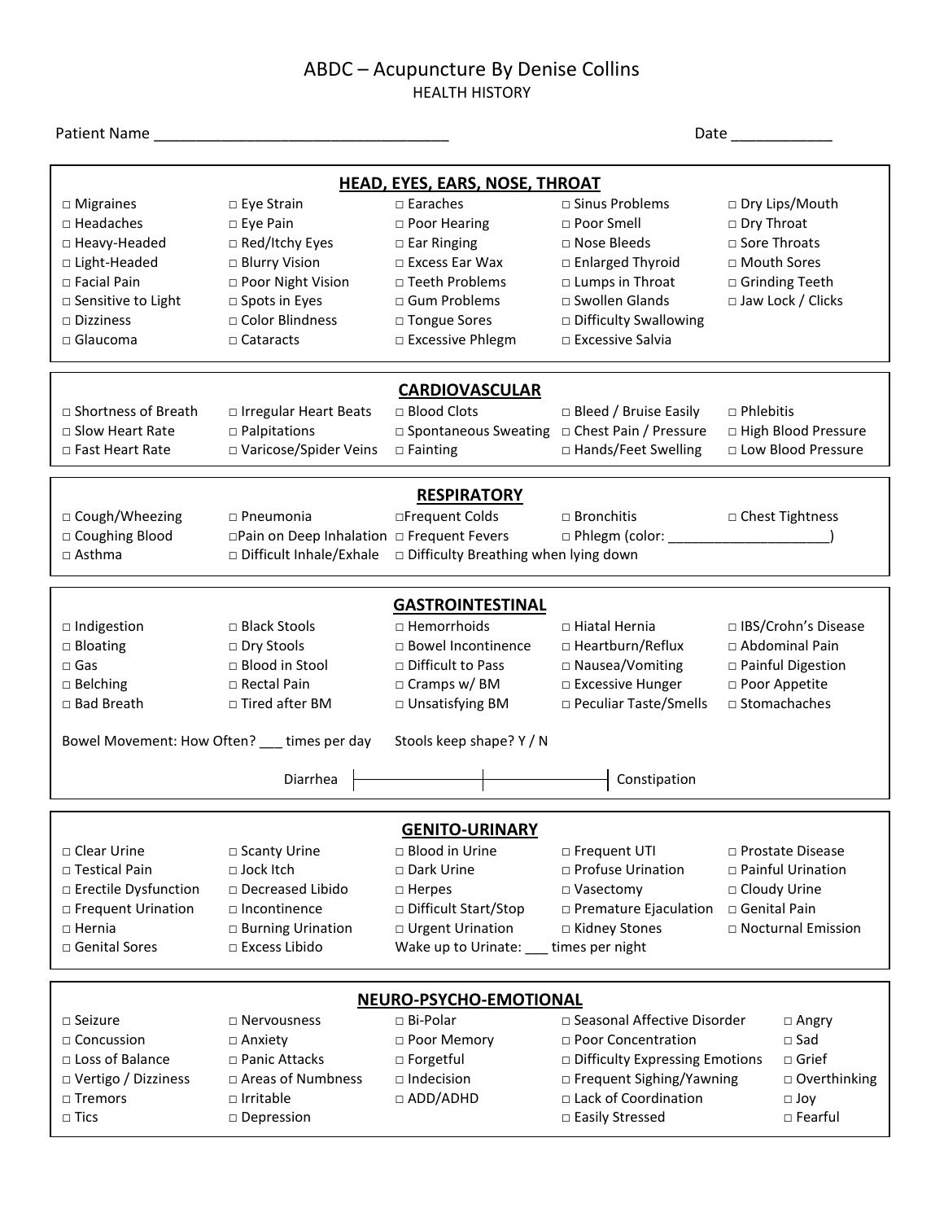# ABDC – Acupuncture By Denise Collins

HEALTH HISTORY

Patient Name ___________________________________ Date ____________

## HEAD, EYES, EARS, NOSE, THROAT

| | | | | |
|---|---|---|---|---|
| □ Migraines | □ Eye Strain | □ Earaches | □ Sinus Problems | □ Dry Lips/Mouth |
| □ Headaches | □ Eye Pain | □ Poor Hearing | □ Poor Smell | □ Dry Throat |
| □ Heavy-Headed | □ Red/Itchy Eyes | □ Ear Ringing | □ Nose Bleeds | □ Sore Throats |
| □ Light-Headed | □ Blurry Vision | □ Excess Ear Wax | □ Enlarged Thyroid | □ Mouth Sores |
| □ Facial Pain | □ Poor Night Vision | □ Teeth Problems | □ Lumps in Throat | □ Grinding Teeth |
| □ Sensitive to Light | □ Spots in Eyes | □ Gum Problems | □ Swollen Glands | □ Jaw Lock / Clicks |
| □ Dizziness | □ Color Blindness | □ Tongue Sores | □ Difficulty Swallowing | |
| □ Glaucoma | □ Cataracts | □ Excessive Phlegm | □ Excessive Salvia | |

## CARDIOVASCULAR

| | | | | |
|---|---|---|---|---|
| □ Shortness of Breath | □ Irregular Heart Beats | □ Blood Clots | □ Bleed / Bruise Easily | □ Phlebitis |
| □ Slow Heart Rate | □ Palpitations | □ Spontaneous Sweating | □ Chest Pain / Pressure | □ High Blood Pressure |
| □ Fast Heart Rate | □ Varicose/Spider Veins | □ Fainting | □ Hands/Feet Swelling | □ Low Blood Pressure |

## RESPIRATORY

| | | | | |
|---|---|---|---|---|
| □ Cough/Wheezing | □ Pneumonia | □ Frequent Colds | □ Bronchitis | □ Chest Tightness |
| □ Coughing Blood | □ Pain on Deep Inhalation | □ Frequent Fevers | □ Phlegm (color: _____________________) | |
| □ Asthma | □ Difficult Inhale/Exhale | □ Difficulty Breathing when lying down | | |

## GASTROINTESTINAL

| | | | | |
|---|---|---|---|---|
| □ Indigestion | □ Black Stools | □ Hemorrhoids | □ Hiatal Hernia | □ IBS/Crohn's Disease |
| □ Bloating | □ Dry Stools | □ Bowel Incontinence | □ Heartburn/Reflux | □ Abdominal Pain |
| □ Gas | □ Blood in Stool | □ Difficult to Pass | □ Nausea/Vomiting | □ Painful Digestion |
| □ Belching | □ Rectal Pain | □ Cramps w/ BM | □ Excessive Hunger | □ Poor Appetite |
| □ Bad Breath | □ Tired after BM | □ Unsatisfying BM | □ Peculiar Taste/Smells | □ Stomachaches |

Bowel Movement: How Often? ___ times per day Stools keep shape? Y / N

Diarrhea |————————|————————| Constipation

## GENITO-URINARY

| | | | | |
|---|---|---|---|---|
| □ Clear Urine | □ Scanty Urine | □ Blood in Urine | □ Frequent UTI | □ Prostate Disease |
| □ Testical Pain | □ Jock Itch | □ Dark Urine | □ Profuse Urination | □ Painful Urination |
| □ Erectile Dysfunction | □ Decreased Libido | □ Herpes | □ Vasectomy | □ Cloudy Urine |
| □ Frequent Urination | □ Incontinence | □ Difficult Start/Stop | □ Premature Ejaculation | □ Genital Pain |
| □ Hernia | □ Burning Urination | □ Urgent Urination | □ Kidney Stones | □ Nocturnal Emission |
| □ Genital Sores | □ Excess Libido | Wake up to Urinate: ___ times per night | | |

## NEURO-PSYCHO-EMOTIONAL

| | | | | |
|---|---|---|---|---|
| □ Seizure | □ Nervousness | □ Bi-Polar | □ Seasonal Affective Disorder | □ Angry |
| □ Concussion | □ Anxiety | □ Poor Memory | □ Poor Concentration | □ Sad |
| □ Loss of Balance | □ Panic Attacks | □ Forgetful | □ Difficulty Expressing Emotions | □ Grief |
| □ Vertigo / Dizziness | □ Areas of Numbness | □ Indecision | □ Frequent Sighing/Yawning | □ Overthinking |
| □ Tremors | □ Irritable | □ ADD/ADHD | □ Lack of Coordination | □ Joy |
| □ Tics | □ Depression | | □ Easily Stressed | □ Fearful |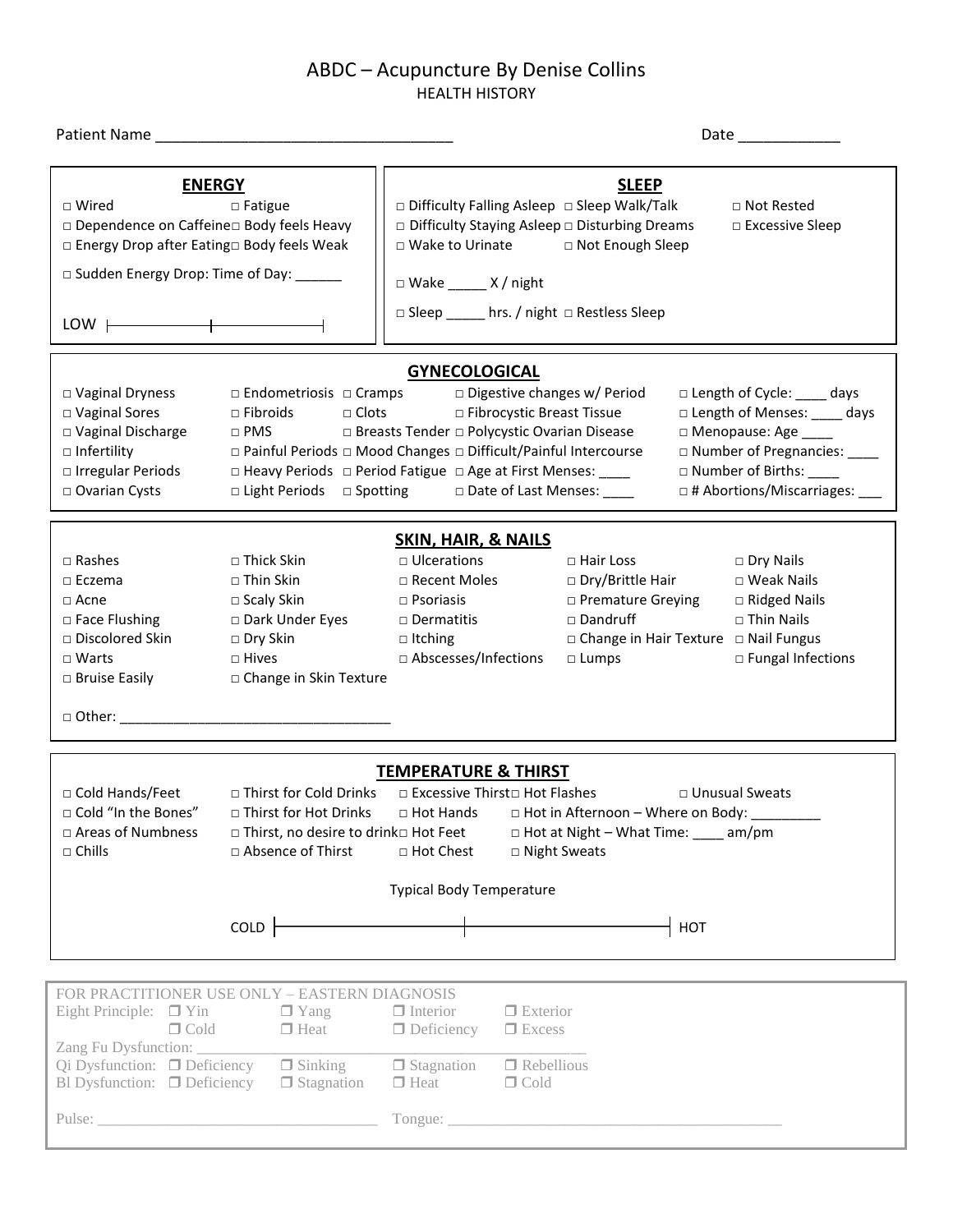# ABDC – Acupuncture By Denise Collins

HEALTH HISTORY

Patient Name ___________________________________ Date ____________

## ENERGY

- □ Wired
- □ Fatigue
- □ Dependence on Caffeine
- □ Body feels Heavy
- □ Energy Drop after Eating
- □ Body feels Weak
- □ Sudden Energy Drop: Time of Day: ______

LOW |————|————| 

## SLEEP

- □ Difficulty Falling Asleep
- □ Sleep Walk/Talk
- □ Not Rested
- □ Difficulty Staying Asleep
- □ Disturbing Dreams
- □ Excessive Sleep
- □ Wake to Urinate
- □ Not Enough Sleep
- □ Wake _____ X / night
- □ Sleep _____ hrs. / night
- □ Restless Sleep

## GYNECOLOGICAL

- □ Vaginal Dryness
- □ Endometriosis
- □ Cramps
- □ Digestive changes w/ Period
- □ Length of Cycle: ____ days
- □ Vaginal Sores
- □ Fibroids
- □ Clots
- □ Fibrocystic Breast Tissue
- □ Length of Menses: ____ days
- □ Vaginal Discharge
- □ PMS
- □ Breasts Tender
- □ Polycystic Ovarian Disease
- □ Menopause: Age ____
- □ Infertility
- □ Painful Periods
- □ Mood Changes
- □ Difficult/Painful Intercourse
- □ Number of Pregnancies: ____
- □ Irregular Periods
- □ Heavy Periods
- □ Period Fatigue
- □ Age at First Menses: ____
- □ Number of Births: ____
- □ Ovarian Cysts
- □ Light Periods
- □ Spotting
- □ Date of Last Menses: ____
- □ # Abortions/Miscarriages: ___

## SKIN, HAIR, & NAILS

- □ Rashes
- □ Thick Skin
- □ Ulcerations
- □ Hair Loss
- □ Dry Nails
- □ Eczema
- □ Thin Skin
- □ Recent Moles
- □ Dry/Brittle Hair
- □ Weak Nails
- □ Acne
- □ Scaly Skin
- □ Psoriasis
- □ Premature Greying
- □ Ridged Nails
- □ Face Flushing
- □ Dark Under Eyes
- □ Dermatitis
- □ Dandruff
- □ Thin Nails
- □ Discolored Skin
- □ Dry Skin
- □ Itching
- □ Change in Hair Texture
- □ Nail Fungus
- □ Warts
- □ Hives
- □ Abscesses/Infections
- □ Lumps
- □ Fungal Infections
- □ Bruise Easily
- □ Change in Skin Texture
- □ Other: ___________________________________

## TEMPERATURE & THIRST

- □ Cold Hands/Feet
- □ Thirst for Cold Drinks
- □ Excessive Thirst
- □ Hot Flashes
- □ Unusual Sweats
- □ Cold "In the Bones"
- □ Thirst for Hot Drinks
- □ Hot Hands
- □ Hot in Afternoon – Where on Body: _________
- □ Areas of Numbness
- □ Thirst, no desire to drink
- □ Hot Feet
- □ Hot at Night – What Time: ____ am/pm
- □ Chills
- □ Absence of Thirst
- □ Hot Chest
- □ Night Sweats

Typical Body Temperature

COLD |————|————| HOT

FOR PRACTITIONER USE ONLY – EASTERN DIAGNOSIS

Eight Principle: ❒ Yin ❒ Yang ❒ Interior ❒ Exterior
❒ Cold ❒ Heat ❒ Deficiency ❒ Excess

Zang Fu Dysfunction: ___________________________________________

Qi Dysfunction: ❒ Deficiency ❒ Sinking ❒ Stagnation ❒ Rebellious

Bl Dysfunction: ❒ Deficiency ❒ Stagnation ❒ Heat ❒ Cold

Pulse: ___________________________________ Tongue: ___________________________________________